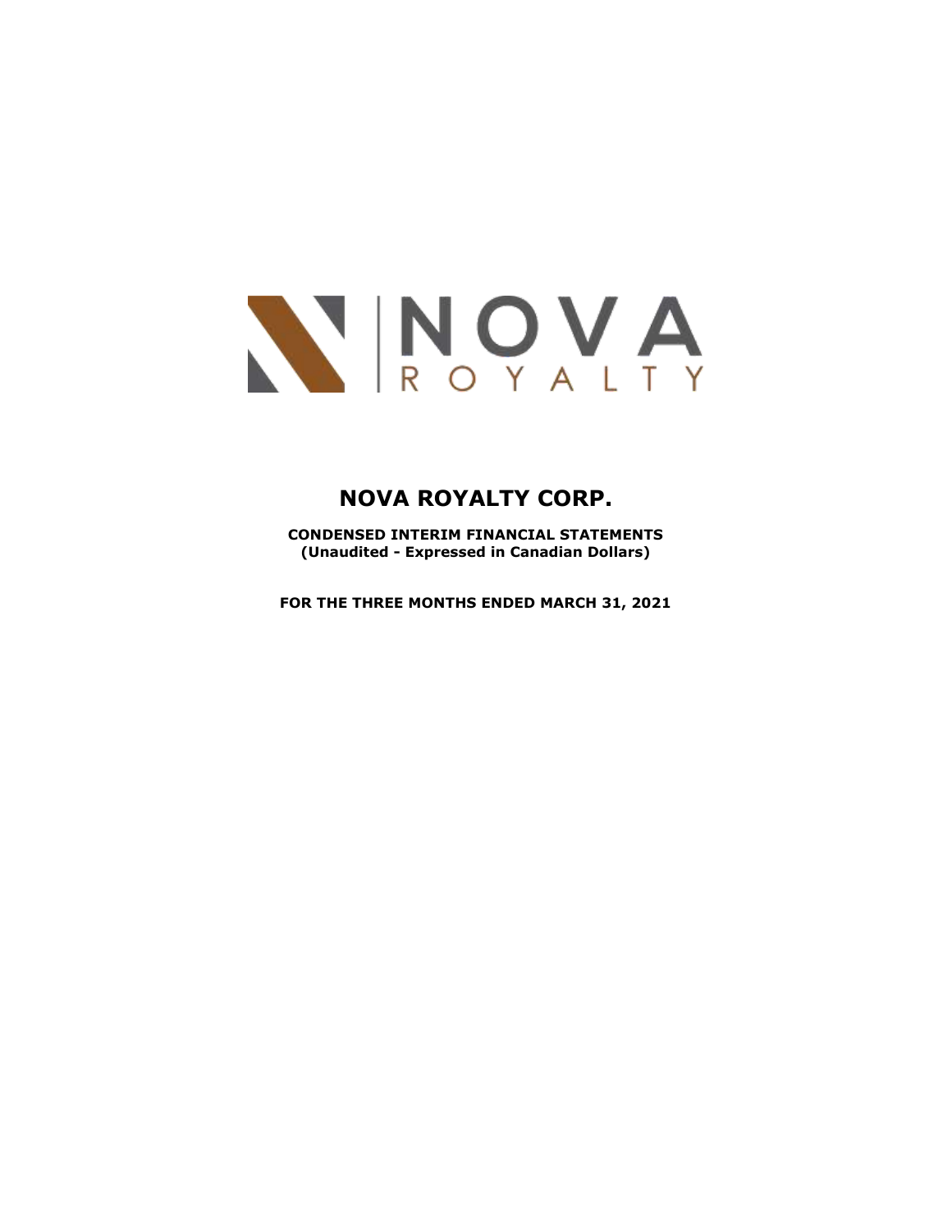NOVA ROYALTY

# NOVA ROYALTY CORP.

**CONDENSED INTERIM FINANCIAL STATEMENTS**
**(Unaudited - Expressed in Canadian Dollars)**

**FOR THE THREE MONTHS ENDED MARCH 31, 2021**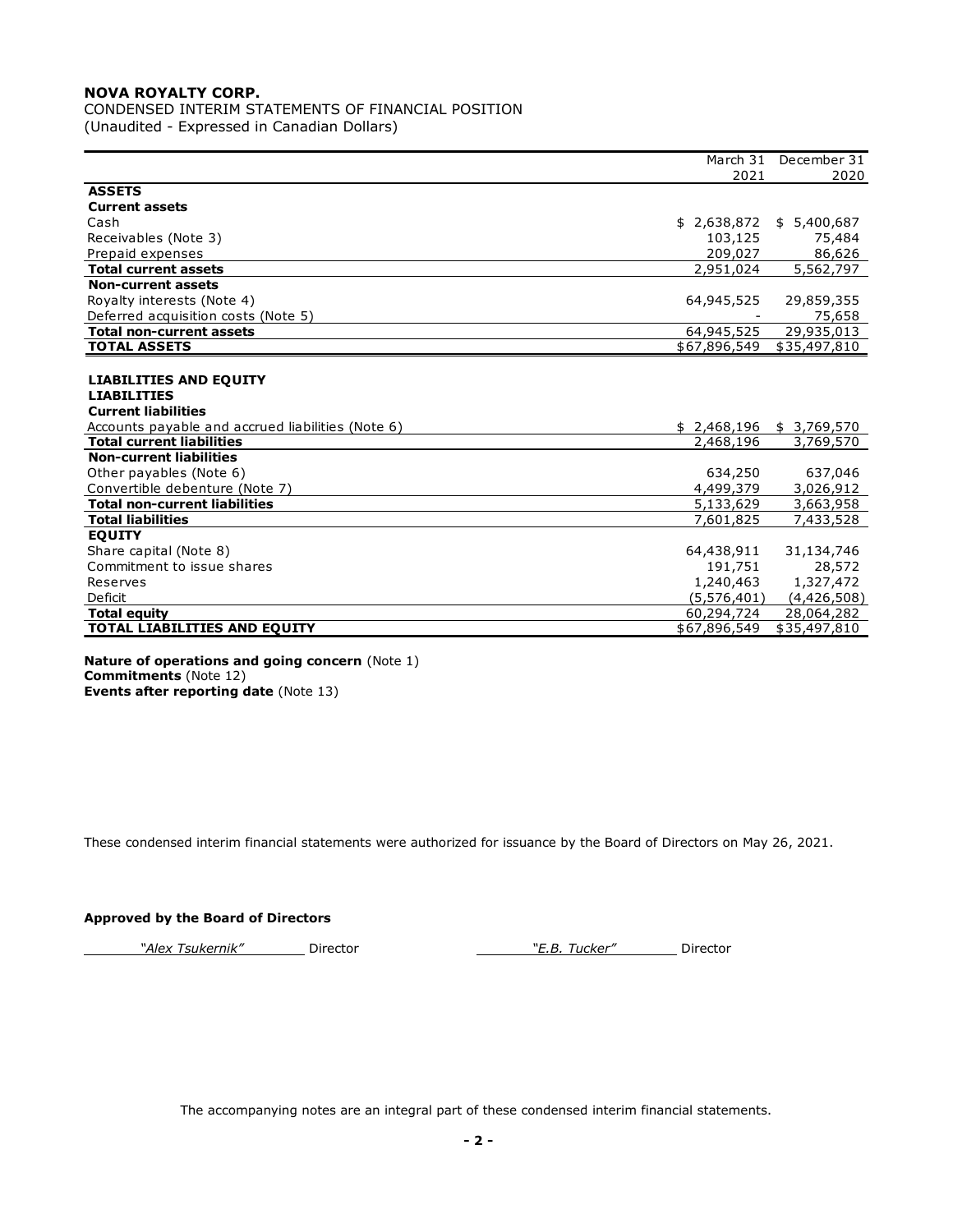# NOVA ROYALTY CORP.

CONDENSED INTERIM STATEMENTS OF FINANCIAL POSITION
(Unaudited - Expressed in Canadian Dollars)

| | March 31 2021 | December 31 2020 |
|---|---|---|
| **ASSETS** | | |
| **Current assets** | | |
| Cash | $ 2,638,872 | $ 5,400,687 |
| Receivables (Note 3) | 103,125 | 75,484 |
| Prepaid expenses | 209,027 | 86,626 |
| **Total current assets** | 2,951,024 | 5,562,797 |
| **Non-current assets** | | |
| Royalty interests (Note 4) | 64,945,525 | 29,859,355 |
| Deferred acquisition costs (Note 5) | - | 75,658 |
| **Total non-current assets** | 64,945,525 | 29,935,013 |
| **TOTAL ASSETS** | $67,896,549 | $35,497,810 |
| | | |
| **LIABILITIES AND EQUITY** | | |
| **LIABILITIES** | | |
| **Current liabilities** | | |
| Accounts payable and accrued liabilities (Note 6) | $ 2,468,196 | $ 3,769,570 |
| **Total current liabilities** | 2,468,196 | 3,769,570 |
| **Non-current liabilities** | | |
| Other payables (Note 6) | 634,250 | 637,046 |
| Convertible debenture (Note 7) | 4,499,379 | 3,026,912 |
| **Total non-current liabilities** | 5,133,629 | 3,663,958 |
| **Total liabilities** | 7,601,825 | 7,433,528 |
| **EQUITY** | | |
| Share capital (Note 8) | 64,438,911 | 31,134,746 |
| Commitment to issue shares | 191,751 | 28,572 |
| Reserves | 1,240,463 | 1,327,472 |
| Deficit | (5,576,401) | (4,426,508) |
| **Total equity** | 60,294,724 | 28,064,282 |
| **TOTAL LIABILITIES AND EQUITY** | $67,896,549 | $35,497,810 |

**Nature of operations and going concern** (Note 1)
**Commitments** (Note 12)
**Events after reporting date** (Note 13)

These condensed interim financial statements were authorized for issuance by the Board of Directors on May 26, 2021.

**Approved by the Board of Directors**

*"Alex Tsukernik"* Director *"E.B. Tucker"* Director

The accompanying notes are an integral part of these condensed interim financial statements.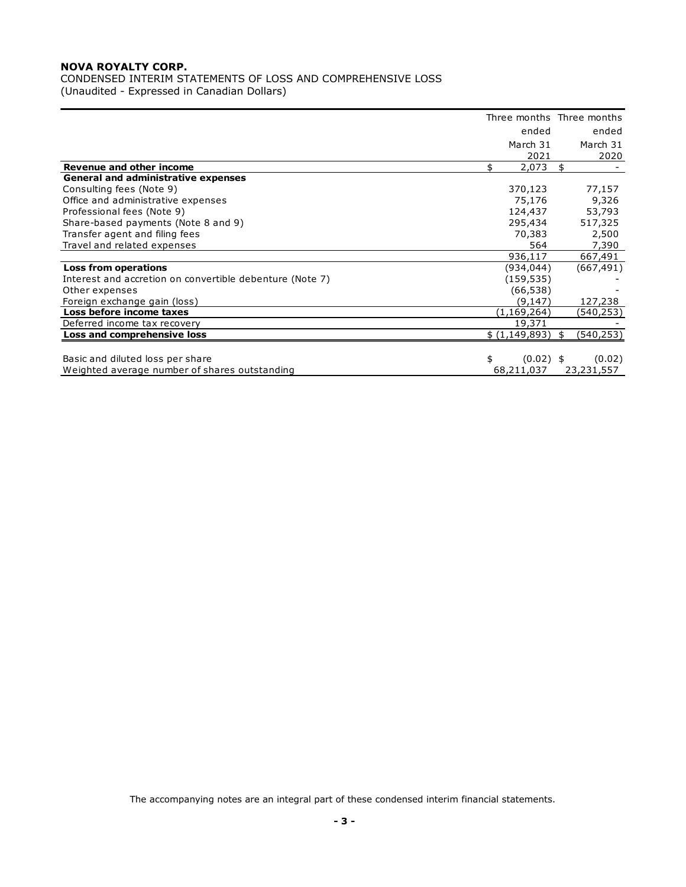**NOVA ROYALTY CORP.**

CONDENSED INTERIM STATEMENTS OF LOSS AND COMPREHENSIVE LOSS

(Unaudited - Expressed in Canadian Dollars)

| | Three months ended March 31 2021 | Three months ended March 31 2020 |
|---|---|---|
| **Revenue and other income** | $ 2,073 | $ - |
| **General and administrative expenses** | | |
| Consulting fees (Note 9) | 370,123 | 77,157 |
| Office and administrative expenses | 75,176 | 9,326 |
| Professional fees (Note 9) | 124,437 | 53,793 |
| Share-based payments (Note 8 and 9) | 295,434 | 517,325 |
| Transfer agent and filing fees | 70,383 | 2,500 |
| Travel and related expenses | 564 | 7,390 |
| | 936,117 | 667,491 |
| **Loss from operations** | (934,044) | (667,491) |
| Interest and accretion on convertible debenture (Note 7) | (159,535) | - |
| Other expenses | (66,538) | - |
| Foreign exchange gain (loss) | (9,147) | 127,238 |
| **Loss before income taxes** | (1,169,264) | (540,253) |
| Deferred income tax recovery | 19,371 | - |
| **Loss and comprehensive loss** | $ (1,149,893) | $ (540,253) |
| | | |
| Basic and diluted loss per share | $ (0.02) | $ (0.02) |
| Weighted average number of shares outstanding | 68,211,037 | 23,231,557 |

The accompanying notes are an integral part of these condensed interim financial statements.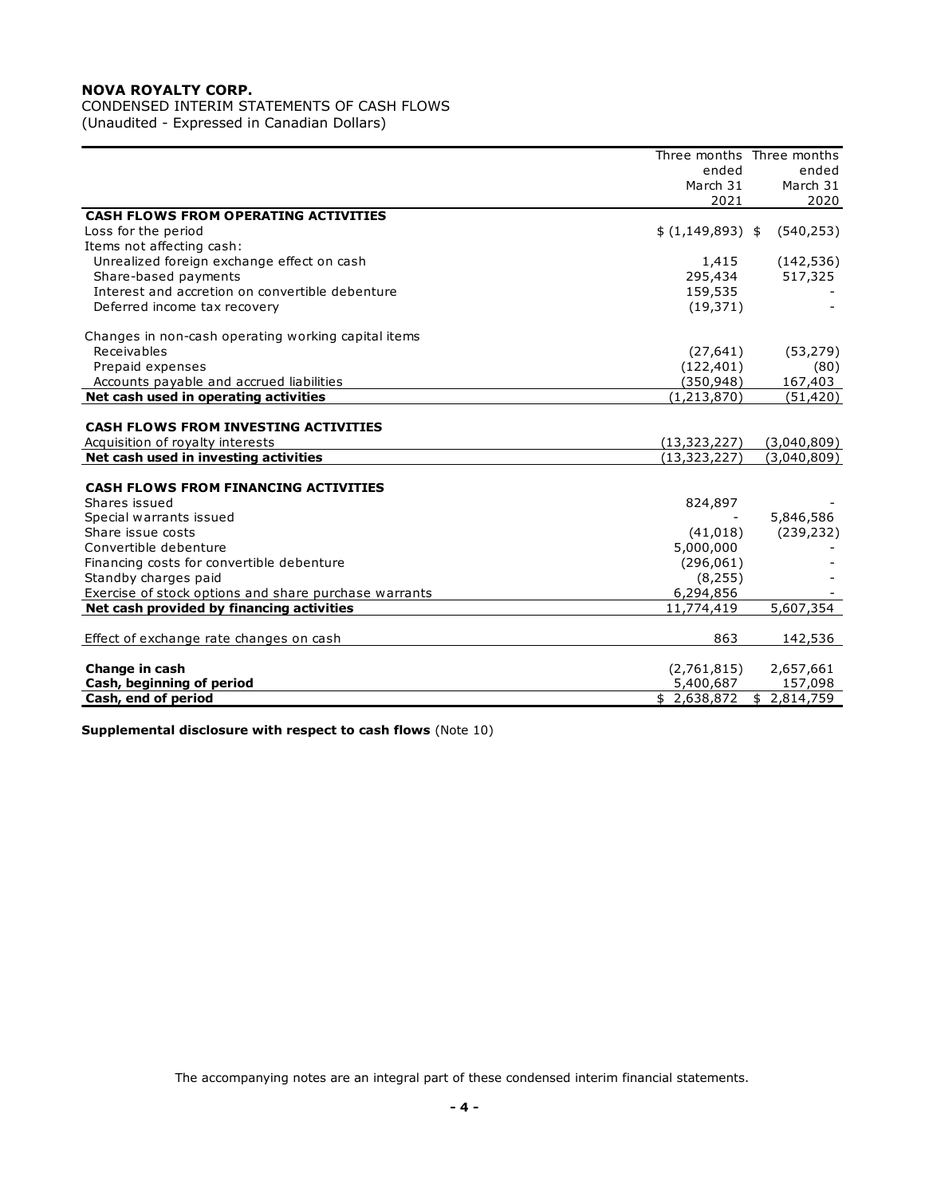**NOVA ROYALTY CORP.**
CONDENSED INTERIM STATEMENTS OF CASH FLOWS
(Unaudited - Expressed in Canadian Dollars)

| | Three months ended March 31 2021 | Three months ended March 31 2020 |
|---|---|---|
| **CASH FLOWS FROM OPERATING ACTIVITIES** | | |
| Loss for the period | $ (1,149,893) | $ (540,253) |
| Items not affecting cash: | | |
| Unrealized foreign exchange effect on cash | 1,415 | (142,536) |
| Share-based payments | 295,434 | 517,325 |
| Interest and accretion on convertible debenture | 159,535 | - |
| Deferred income tax recovery | (19,371) | - |
| | | |
| Changes in non-cash operating working capital items | | |
| Receivables | (27,641) | (53,279) |
| Prepaid expenses | (122,401) | (80) |
| Accounts payable and accrued liabilities | (350,948) | 167,403 |
| **Net cash used in operating activities** | (1,213,870) | (51,420) |
| | | |
| **CASH FLOWS FROM INVESTING ACTIVITIES** | | |
| Acquisition of royalty interests | (13,323,227) | (3,040,809) |
| **Net cash used in investing activities** | (13,323,227) | (3,040,809) |
| | | |
| **CASH FLOWS FROM FINANCING ACTIVITIES** | | |
| Shares issued | 824,897 | - |
| Special warrants issued | - | 5,846,586 |
| Share issue costs | (41,018) | (239,232) |
| Convertible debenture | 5,000,000 | - |
| Financing costs for convertible debenture | (296,061) | - |
| Standby charges paid | (8,255) | - |
| Exercise of stock options and share purchase warrants | 6,294,856 | - |
| **Net cash provided by financing activities** | 11,774,419 | 5,607,354 |
| | | |
| Effect of exchange rate changes on cash | 863 | 142,536 |
| | | |
| **Change in cash** | (2,761,815) | 2,657,661 |
| **Cash, beginning of period** | 5,400,687 | 157,098 |
| **Cash, end of period** | $ 2,638,872 | $ 2,814,759 |

**Supplemental disclosure with respect to cash flows** (Note 10)

The accompanying notes are an integral part of these condensed interim financial statements.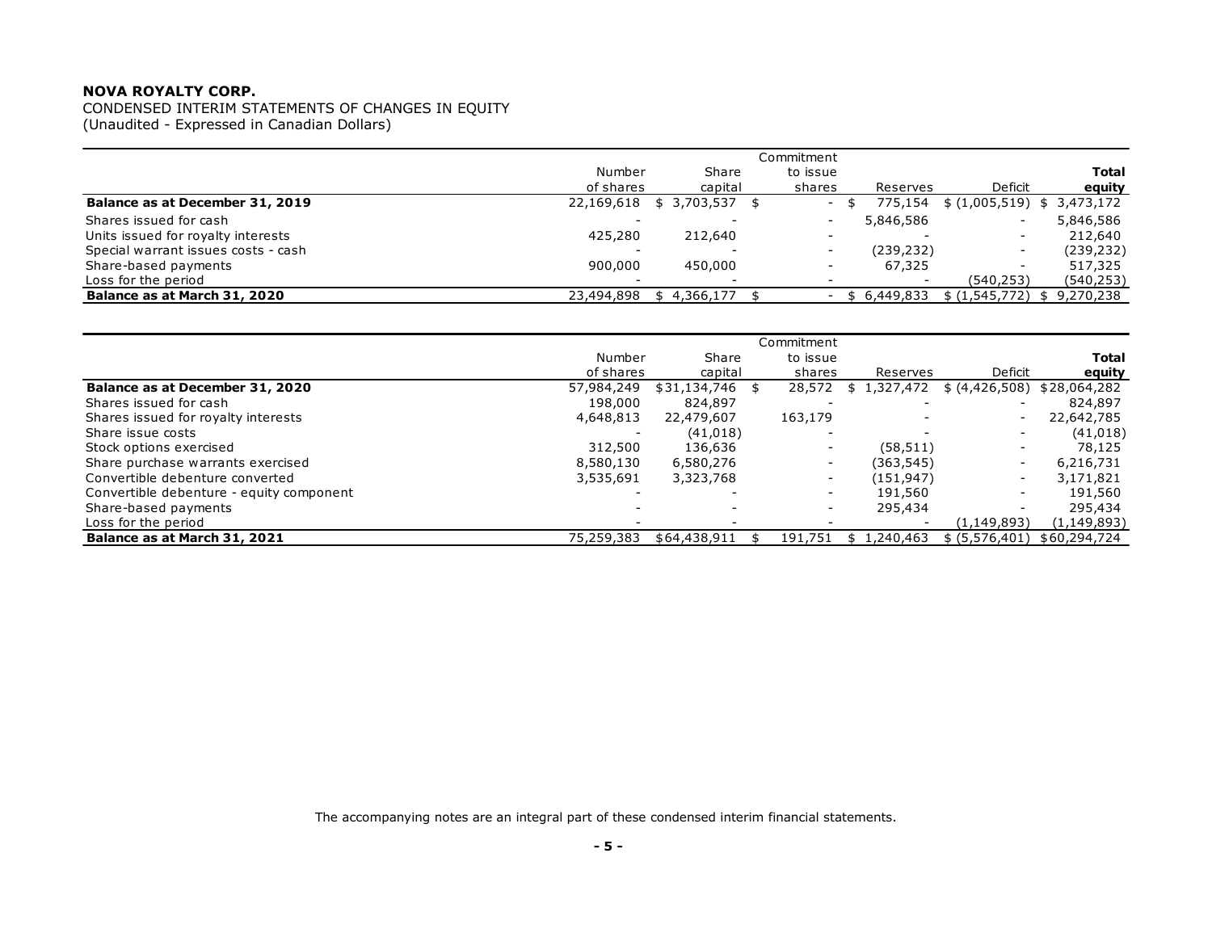**NOVA ROYALTY CORP.**

CONDENSED INTERIM STATEMENTS OF CHANGES IN EQUITY
(Unaudited - Expressed in Canadian Dollars)

| | Number of shares | Share capital | Commitment to issue shares | Reserves | Deficit | **Total equity** |
|---|---|---|---|---|---|---|
| **Balance as at December 31, 2019** | 22,169,618 | $ 3,703,537 | $ - | $ 775,154 | $ (1,005,519) | $ 3,473,172 |
| Shares issued for cash | - | - | - | 5,846,586 | - | 5,846,586 |
| Units issued for royalty interests | 425,280 | 212,640 | - | - | - | 212,640 |
| Special warrant issues costs - cash | - | - | - | (239,232) | - | (239,232) |
| Share-based payments | 900,000 | 450,000 | - | 67,325 | - | 517,325 |
| Loss for the period | - | - | - | - | (540,253) | (540,253) |
| **Balance as at March 31, 2020** | 23,494,898 | $ 4,366,177 | $ - | $ 6,449,833 | $ (1,545,772) | $ 9,270,238 |

| | Number of shares | Share capital | Commitment to issue shares | Reserves | Deficit | **Total equity** |
|---|---|---|---|---|---|---|
| **Balance as at December 31, 2020** | 57,984,249 | $31,134,746 | $ 28,572 | $ 1,327,472 | $ (4,426,508) | $28,064,282 |
| Shares issued for cash | 198,000 | 824,897 | - | - | - | 824,897 |
| Shares issued for royalty interests | 4,648,813 | 22,479,607 | 163,179 | - | - | 22,642,785 |
| Share issue costs | - | (41,018) | - | - | - | (41,018) |
| Stock options exercised | 312,500 | 136,636 | - | (58,511) | - | 78,125 |
| Share purchase warrants exercised | 8,580,130 | 6,580,276 | - | (363,545) | - | 6,216,731 |
| Convertible debenture converted | 3,535,691 | 3,323,768 | - | (151,947) | - | 3,171,821 |
| Convertible debenture - equity component | - | - | - | 191,560 | - | 191,560 |
| Share-based payments | - | - | - | 295,434 | - | 295,434 |
| Loss for the period | - | - | - | - | (1,149,893) | (1,149,893) |
| **Balance as at March 31, 2021** | 75,259,383 | $64,438,911 | $ 191,751 | $ 1,240,463 | $ (5,576,401) | $60,294,724 |

The accompanying notes are an integral part of these condensed interim financial statements.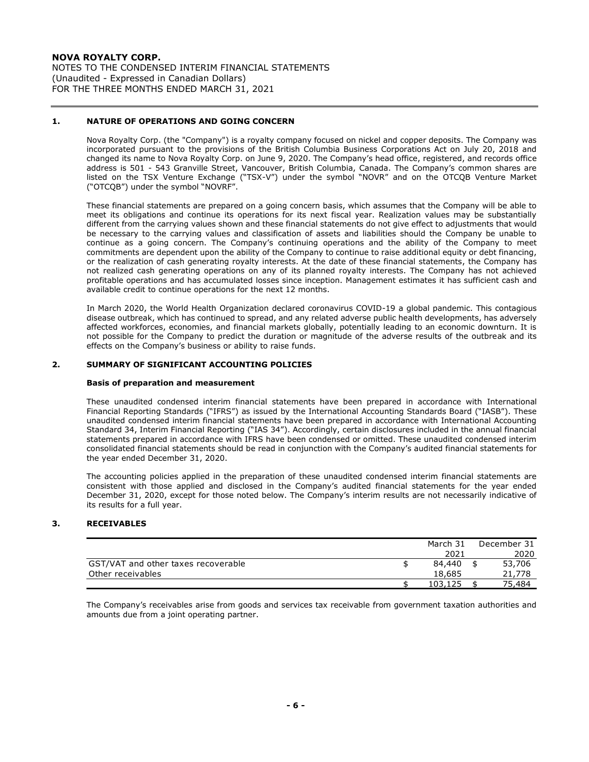## 1. NATURE OF OPERATIONS AND GOING CONCERN

Nova Royalty Corp. (the "Company") is a royalty company focused on nickel and copper deposits. The Company was incorporated pursuant to the provisions of the British Columbia Business Corporations Act on July 20, 2018 and changed its name to Nova Royalty Corp. on June 9, 2020. The Company's head office, registered, and records office address is 501 - 543 Granville Street, Vancouver, British Columbia, Canada. The Company's common shares are listed on the TSX Venture Exchange ("TSX-V") under the symbol "NOVR" and on the OTCQB Venture Market ("OTCQB") under the symbol "NOVRF".

These financial statements are prepared on a going concern basis, which assumes that the Company will be able to meet its obligations and continue its operations for its next fiscal year. Realization values may be substantially different from the carrying values shown and these financial statements do not give effect to adjustments that would be necessary to the carrying values and classification of assets and liabilities should the Company be unable to continue as a going concern. The Company's continuing operations and the ability of the Company to meet commitments are dependent upon the ability of the Company to continue to raise additional equity or debt financing, or the realization of cash generating royalty interests. At the date of these financial statements, the Company has not realized cash generating operations on any of its planned royalty interests. The Company has not achieved profitable operations and has accumulated losses since inception. Management estimates it has sufficient cash and available credit to continue operations for the next 12 months.

In March 2020, the World Health Organization declared coronavirus COVID-19 a global pandemic. This contagious disease outbreak, which has continued to spread, and any related adverse public health developments, has adversely affected workforces, economies, and financial markets globally, potentially leading to an economic downturn. It is not possible for the Company to predict the duration or magnitude of the adverse results of the outbreak and its effects on the Company's business or ability to raise funds.

## 2. SUMMARY OF SIGNIFICANT ACCOUNTING POLICIES

### Basis of preparation and measurement

These unaudited condensed interim financial statements have been prepared in accordance with International Financial Reporting Standards ("IFRS") as issued by the International Accounting Standards Board ("IASB"). These unaudited condensed interim financial statements have been prepared in accordance with International Accounting Standard 34, Interim Financial Reporting ("IAS 34"). Accordingly, certain disclosures included in the annual financial statements prepared in accordance with IFRS have been condensed or omitted. These unaudited condensed interim consolidated financial statements should be read in conjunction with the Company's audited financial statements for the year ended December 31, 2020.

The accounting policies applied in the preparation of these unaudited condensed interim financial statements are consistent with those applied and disclosed in the Company's audited financial statements for the year ended December 31, 2020, except for those noted below. The Company's interim results are not necessarily indicative of its results for a full year.

## 3. RECEIVABLES

| | March 31 2021 | December 31 2020 |
|---|---|---|
| GST/VAT and other taxes recoverable | $ 84,440 | $ 53,706 |
| Other receivables | 18,685 | 21,778 |
| | $ 103,125 | $ 75,484 |

The Company's receivables arise from goods and services tax receivable from government taxation authorities and amounts due from a joint operating partner.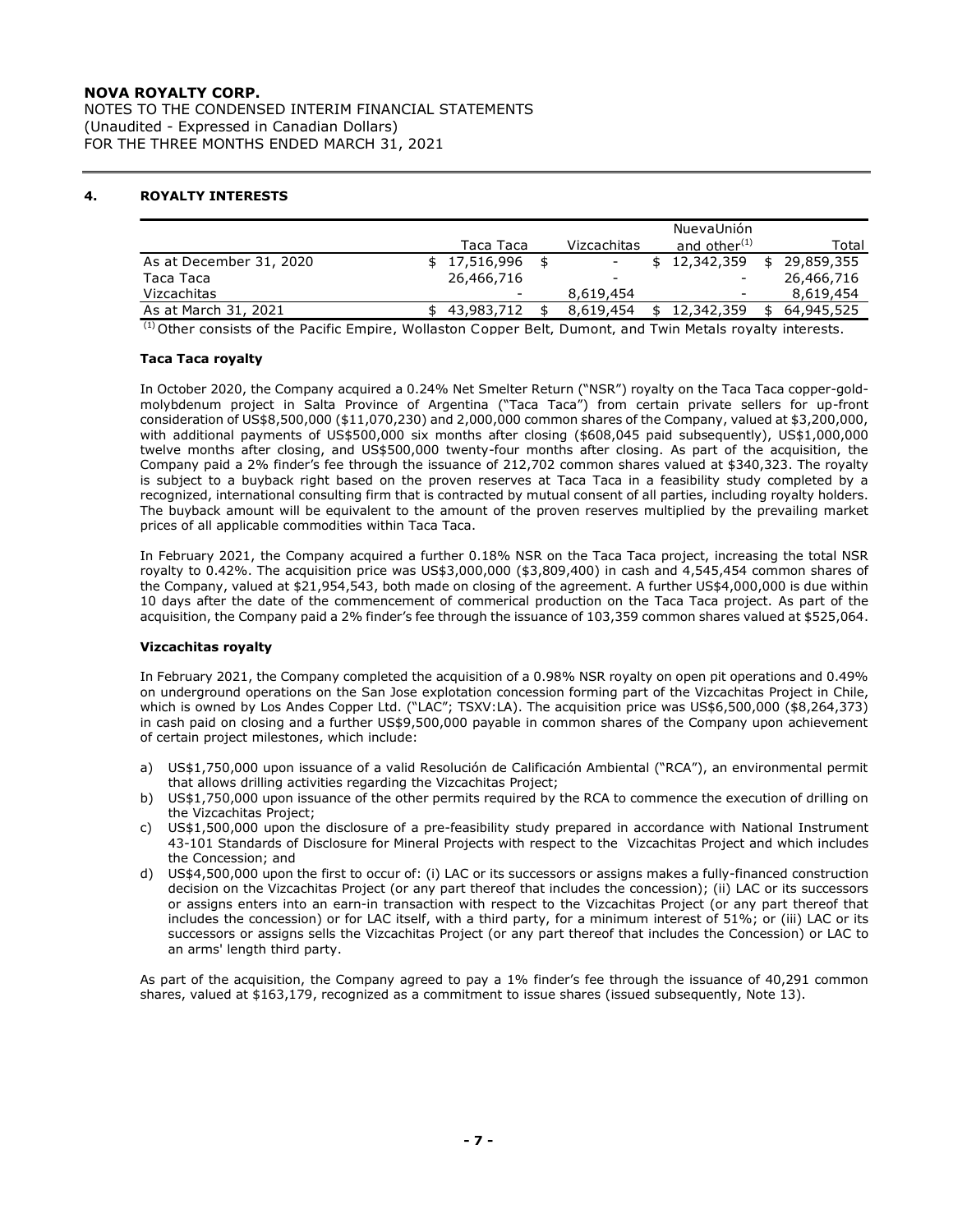## 4. ROYALTY INTERESTS

| | Taca Taca | Vizcachitas | NuevaUnión and other[(1)] | Total |
|---|---|---|---|---|
| As at December 31, 2020 | $ 17,516,996 | $ - | $ 12,342,359 | $ 29,859,355 |
| Taca Taca | 26,466,716 | - | - | 26,466,716 |
| Vizcachitas | - | 8,619,454 | - | 8,619,454 |
| As at March 31, 2021 | $ 43,983,712 | $ 8,619,454 | $ 12,342,359 | $ 64,945,525 |

(1) Other consists of the Pacific Empire, Wollaston Copper Belt, Dumont, and Twin Metals royalty interests.

### Taca Taca royalty

In October 2020, the Company acquired a 0.24% Net Smelter Return ("NSR") royalty on the Taca Taca copper-gold-molybdenum project in Salta Province of Argentina ("Taca Taca") from certain private sellers for up-front consideration of US$8,500,000 ($11,070,230) and 2,000,000 common shares of the Company, valued at $3,200,000, with additional payments of US$500,000 six months after closing ($608,045 paid subsequently), US$1,000,000 twelve months after closing, and US$500,000 twenty-four months after closing. As part of the acquisition, the Company paid a 2% finder's fee through the issuance of 212,702 common shares valued at $340,323. The royalty is subject to a buyback right based on the proven reserves at Taca Taca in a feasibility study completed by a recognized, international consulting firm that is contracted by mutual consent of all parties, including royalty holders. The buyback amount will be equivalent to the amount of the proven reserves multiplied by the prevailing market prices of all applicable commodities within Taca Taca.

In February 2021, the Company acquired a further 0.18% NSR on the Taca Taca project, increasing the total NSR royalty to 0.42%. The acquisition price was US$3,000,000 ($3,809,400) in cash and 4,545,454 common shares of the Company, valued at $21,954,543, both made on closing of the agreement. A further US$4,000,000 is due within 10 days after the date of the commencement of commerical production on the Taca Taca project. As part of the acquisition, the Company paid a 2% finder's fee through the issuance of 103,359 common shares valued at $525,064.

### Vizcachitas royalty

In February 2021, the Company completed the acquisition of a 0.98% NSR royalty on open pit operations and 0.49% on underground operations on the San Jose explotation concession forming part of the Vizcachitas Project in Chile, which is owned by Los Andes Copper Ltd. ("LAC"; TSXV:LA). The acquisition price was US$6,500,000 ($8,264,373) in cash paid on closing and a further US$9,500,000 payable in common shares of the Company upon achievement of certain project milestones, which include:

a) US$1,750,000 upon issuance of a valid Resolución de Calificación Ambiental ("RCA"), an environmental permit that allows drilling activities regarding the Vizcachitas Project;
b) US$1,750,000 upon issuance of the other permits required by the RCA to commence the execution of drilling on the Vizcachitas Project;
c) US$1,500,000 upon the disclosure of a pre-feasibility study prepared in accordance with National Instrument 43-101 Standards of Disclosure for Mineral Projects with respect to the Vizcachitas Project and which includes the Concession; and
d) US$4,500,000 upon the first to occur of: (i) LAC or its successors or assigns makes a fully-financed construction decision on the Vizcachitas Project (or any part thereof that includes the concession); (ii) LAC or its successors or assigns enters into an earn-in transaction with respect to the Vizcachitas Project (or any part thereof that includes the concession) or for LAC itself, with a third party, for a minimum interest of 51%; or (iii) LAC or its successors or assigns sells the Vizcachitas Project (or any part thereof that includes the Concession) or LAC to an arms' length third party.

As part of the acquisition, the Company agreed to pay a 1% finder's fee through the issuance of 40,291 common shares, valued at $163,179, recognized as a commitment to issue shares (issued subsequently, Note 13).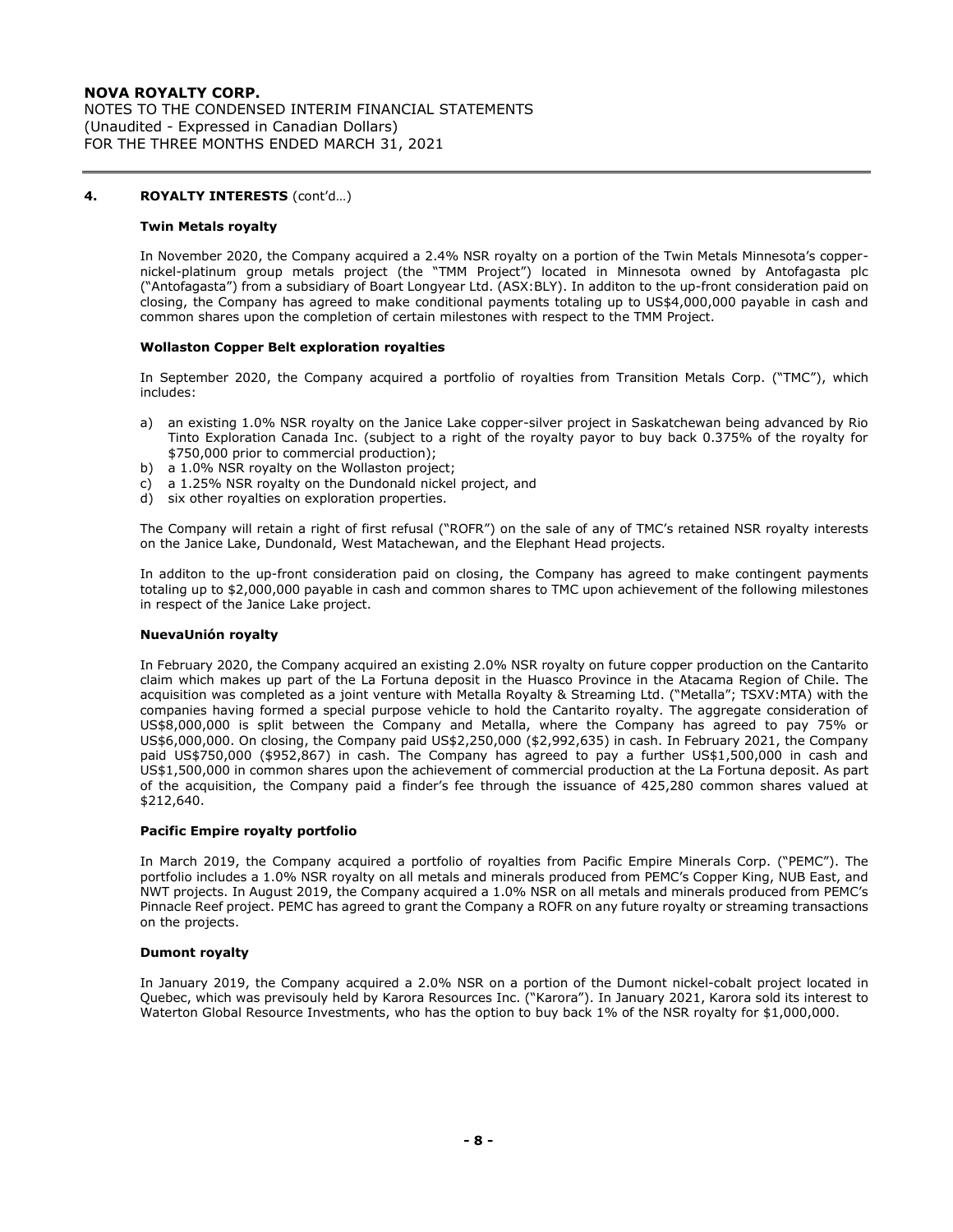## 4. ROYALTY INTERESTS (cont'd…)

### Twin Metals royalty

In November 2020, the Company acquired a 2.4% NSR royalty on a portion of the Twin Metals Minnesota's copper-nickel-platinum group metals project (the "TMM Project") located in Minnesota owned by Antofagasta plc ("Antofagasta") from a subsidiary of Boart Longyear Ltd. (ASX:BLY). In additon to the up-front consideration paid on closing, the Company has agreed to make conditional payments totaling up to US$4,000,000 payable in cash and common shares upon the completion of certain milestones with respect to the TMM Project.

### Wollaston Copper Belt exploration royalties

In September 2020, the Company acquired a portfolio of royalties from Transition Metals Corp. ("TMC"), which includes:

a) an existing 1.0% NSR royalty on the Janice Lake copper-silver project in Saskatchewan being advanced by Rio Tinto Exploration Canada Inc. (subject to a right of the royalty payor to buy back 0.375% of the royalty for $750,000 prior to commercial production);
b) a 1.0% NSR royalty on the Wollaston project;
c) a 1.25% NSR royalty on the Dundonald nickel project, and
d) six other royalties on exploration properties.

The Company will retain a right of first refusal ("ROFR") on the sale of any of TMC's retained NSR royalty interests on the Janice Lake, Dundonald, West Matachewan, and the Elephant Head projects.

In additon to the up-front consideration paid on closing, the Company has agreed to make contingent payments totaling up to $2,000,000 payable in cash and common shares to TMC upon achievement of the following milestones in respect of the Janice Lake project.

### NuevaUnión royalty

In February 2020, the Company acquired an existing 2.0% NSR royalty on future copper production on the Cantarito claim which makes up part of the La Fortuna deposit in the Huasco Province in the Atacama Region of Chile. The acquisition was completed as a joint venture with Metalla Royalty & Streaming Ltd. ("Metalla"; TSXV:MTA) with the companies having formed a special purpose vehicle to hold the Cantarito royalty. The aggregate consideration of US$8,000,000 is split between the Company and Metalla, where the Company has agreed to pay 75% or US$6,000,000. On closing, the Company paid US$2,250,000 ($2,992,635) in cash. In February 2021, the Company paid US$750,000 ($952,867) in cash. The Company has agreed to pay a further US$1,500,000 in cash and US$1,500,000 in common shares upon the achievement of commercial production at the La Fortuna deposit. As part of the acquisition, the Company paid a finder's fee through the issuance of 425,280 common shares valued at $212,640.

### Pacific Empire royalty portfolio

In March 2019, the Company acquired a portfolio of royalties from Pacific Empire Minerals Corp. ("PEMC"). The portfolio includes a 1.0% NSR royalty on all metals and minerals produced from PEMC's Copper King, NUB East, and NWT projects. In August 2019, the Company acquired a 1.0% NSR on all metals and minerals produced from PEMC's Pinnacle Reef project. PEMC has agreed to grant the Company a ROFR on any future royalty or streaming transactions on the projects.

### Dumont royalty

In January 2019, the Company acquired a 2.0% NSR on a portion of the Dumont nickel-cobalt project located in Quebec, which was previsouly held by Karora Resources Inc. ("Karora"). In January 2021, Karora sold its interest to Waterton Global Resource Investments, who has the option to buy back 1% of the NSR royalty for $1,000,000.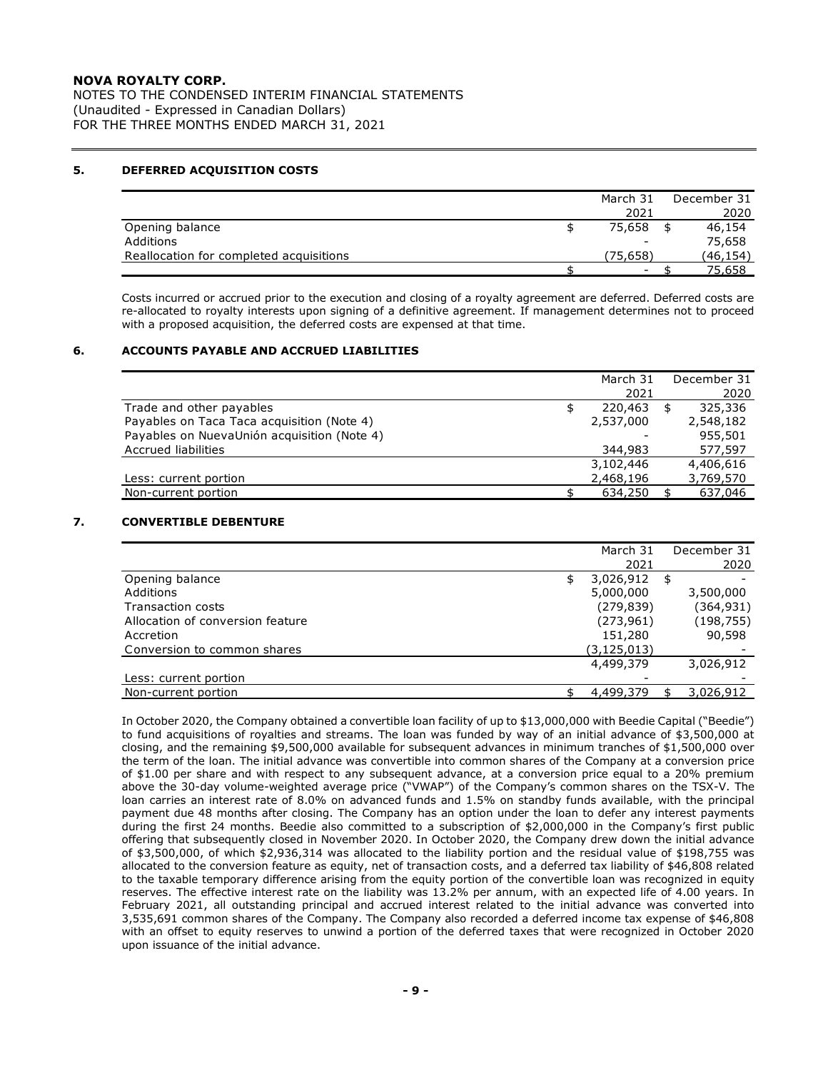**NOVA ROYALTY CORP.**
NOTES TO THE CONDENSED INTERIM FINANCIAL STATEMENTS
(Unaudited - Expressed in Canadian Dollars)
FOR THE THREE MONTHS ENDED MARCH 31, 2021

## 5. DEFERRED ACQUISITION COSTS

| | March 31 2021 | December 31 2020 |
|---|---|---|
| Opening balance | $ 75,658 | $ 46,154 |
| Additions | - | 75,658 |
| Reallocation for completed acquisitions | (75,658) | (46,154) |
| | $ - | $ 75,658 |

Costs incurred or accrued prior to the execution and closing of a royalty agreement are deferred. Deferred costs are re-allocated to royalty interests upon signing of a definitive agreement. If management determines not to proceed with a proposed acquisition, the deferred costs are expensed at that time.

## 6. ACCOUNTS PAYABLE AND ACCRUED LIABILITIES

| | March 31 2021 | December 31 2020 |
|---|---|---|
| Trade and other payables | $ 220,463 | $ 325,336 |
| Payables on Taca Taca acquisition (Note 4) | 2,537,000 | 2,548,182 |
| Payables on NuevaUnión acquisition (Note 4) | - | 955,501 |
| Accrued liabilities | 344,983 | 577,597 |
| | 3,102,446 | 4,406,616 |
| Less: current portion | 2,468,196 | 3,769,570 |
| Non-current portion | $ 634,250 | $ 637,046 |

## 7. CONVERTIBLE DEBENTURE

| | March 31 2021 | December 31 2020 |
|---|---|---|
| Opening balance | $ 3,026,912 | $ - |
| Additions | 5,000,000 | 3,500,000 |
| Transaction costs | (279,839) | (364,931) |
| Allocation of conversion feature | (273,961) | (198,755) |
| Accretion | 151,280 | 90,598 |
| Conversion to common shares | (3,125,013) | - |
| | 4,499,379 | 3,026,912 |
| Less: current portion | - | - |
| Non-current portion | $ 4,499,379 | $ 3,026,912 |

In October 2020, the Company obtained a convertible loan facility of up to $13,000,000 with Beedie Capital ("Beedie") to fund acquisitions of royalties and streams. The loan was funded by way of an initial advance of $3,500,000 at closing, and the remaining $9,500,000 available for subsequent advances in minimum tranches of $1,500,000 over the term of the loan. The initial advance was convertible into common shares of the Company at a conversion price of $1.00 per share and with respect to any subsequent advance, at a conversion price equal to a 20% premium above the 30-day volume-weighted average price ("VWAP") of the Company's common shares on the TSX-V. The loan carries an interest rate of 8.0% on advanced funds and 1.5% on standby funds available, with the principal payment due 48 months after closing. The Company has an option under the loan to defer any interest payments during the first 24 months. Beedie also committed to a subscription of $2,000,000 in the Company's first public offering that subsequently closed in November 2020. In October 2020, the Company drew down the initial advance of $3,500,000, of which $2,936,314 was allocated to the liability portion and the residual value of $198,755 was allocated to the conversion feature as equity, net of transaction costs, and a deferred tax liability of $46,808 related to the taxable temporary difference arising from the equity portion of the convertible loan was recognized in equity reserves. The effective interest rate on the liability was 13.2% per annum, with an expected life of 4.00 years. In February 2021, all outstanding principal and accrued interest related to the initial advance was converted into 3,535,691 common shares of the Company. The Company also recorded a deferred income tax expense of $46,808 with an offset to equity reserves to unwind a portion of the deferred taxes that were recognized in October 2020 upon issuance of the initial advance.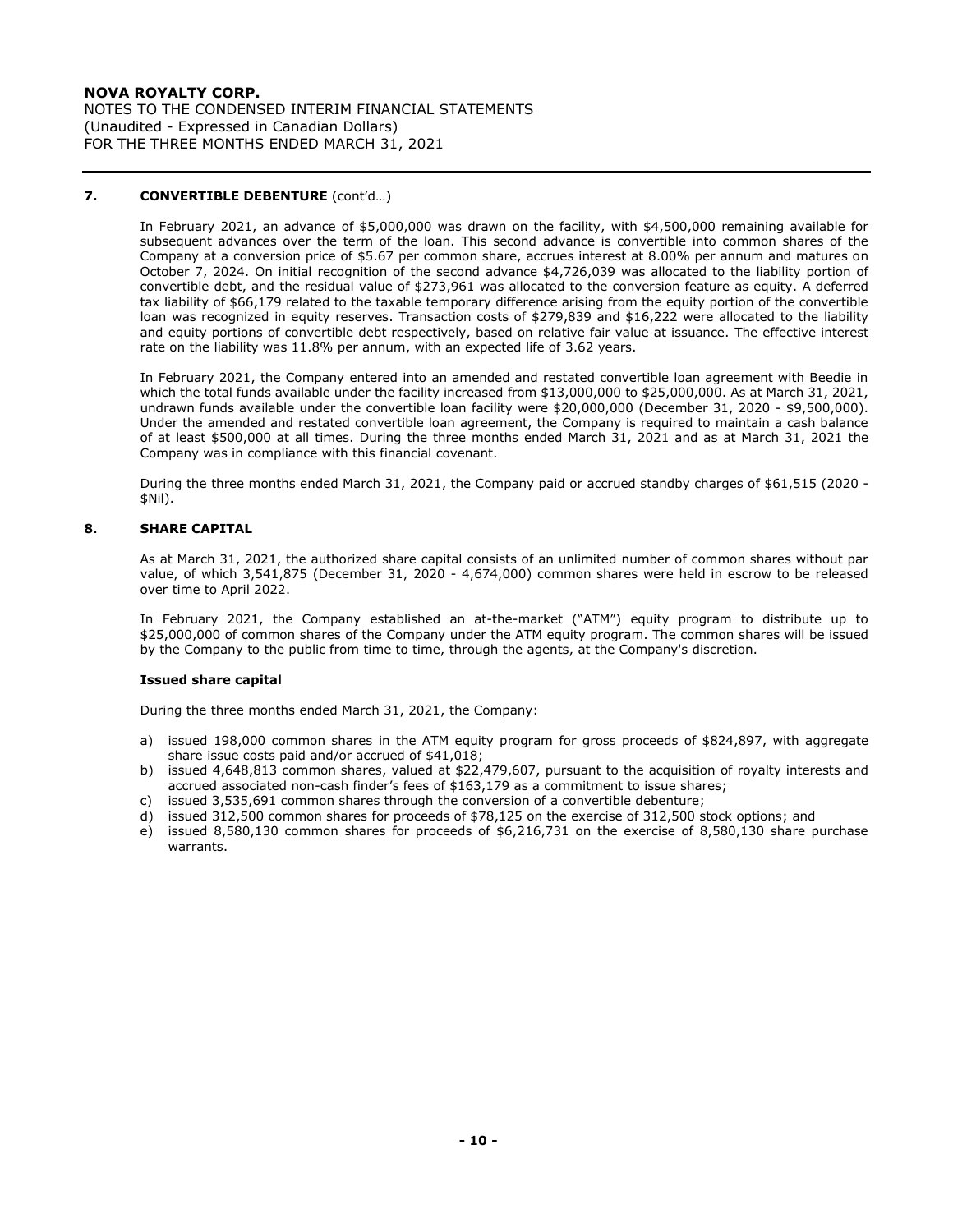## 7. CONVERTIBLE DEBENTURE (cont'd…)

In February 2021, an advance of $5,000,000 was drawn on the facility, with $4,500,000 remaining available for subsequent advances over the term of the loan. This second advance is convertible into common shares of the Company at a conversion price of $5.67 per common share, accrues interest at 8.00% per annum and matures on October 7, 2024. On initial recognition of the second advance $4,726,039 was allocated to the liability portion of convertible debt, and the residual value of $273,961 was allocated to the conversion feature as equity. A deferred tax liability of $66,179 related to the taxable temporary difference arising from the equity portion of the convertible loan was recognized in equity reserves. Transaction costs of $279,839 and $16,222 were allocated to the liability and equity portions of convertible debt respectively, based on relative fair value at issuance. The effective interest rate on the liability was 11.8% per annum, with an expected life of 3.62 years.

In February 2021, the Company entered into an amended and restated convertible loan agreement with Beedie in which the total funds available under the facility increased from $13,000,000 to $25,000,000. As at March 31, 2021, undrawn funds available under the convertible loan facility were $20,000,000 (December 31, 2020 - $9,500,000). Under the amended and restated convertible loan agreement, the Company is required to maintain a cash balance of at least $500,000 at all times. During the three months ended March 31, 2021 and as at March 31, 2021 the Company was in compliance with this financial covenant.

During the three months ended March 31, 2021, the Company paid or accrued standby charges of $61,515 (2020 - $Nil).

## 8. SHARE CAPITAL

As at March 31, 2021, the authorized share capital consists of an unlimited number of common shares without par value, of which 3,541,875 (December 31, 2020 - 4,674,000) common shares were held in escrow to be released over time to April 2022.

In February 2021, the Company established an at-the-market ("ATM") equity program to distribute up to $25,000,000 of common shares of the Company under the ATM equity program. The common shares will be issued by the Company to the public from time to time, through the agents, at the Company's discretion.

### Issued share capital

During the three months ended March 31, 2021, the Company:

a) issued 198,000 common shares in the ATM equity program for gross proceeds of $824,897, with aggregate share issue costs paid and/or accrued of $41,018;
b) issued 4,648,813 common shares, valued at $22,479,607, pursuant to the acquisition of royalty interests and accrued associated non-cash finder's fees of $163,179 as a commitment to issue shares;
c) issued 3,535,691 common shares through the conversion of a convertible debenture;
d) issued 312,500 common shares for proceeds of $78,125 on the exercise of 312,500 stock options; and
e) issued 8,580,130 common shares for proceeds of $6,216,731 on the exercise of 8,580,130 share purchase warrants.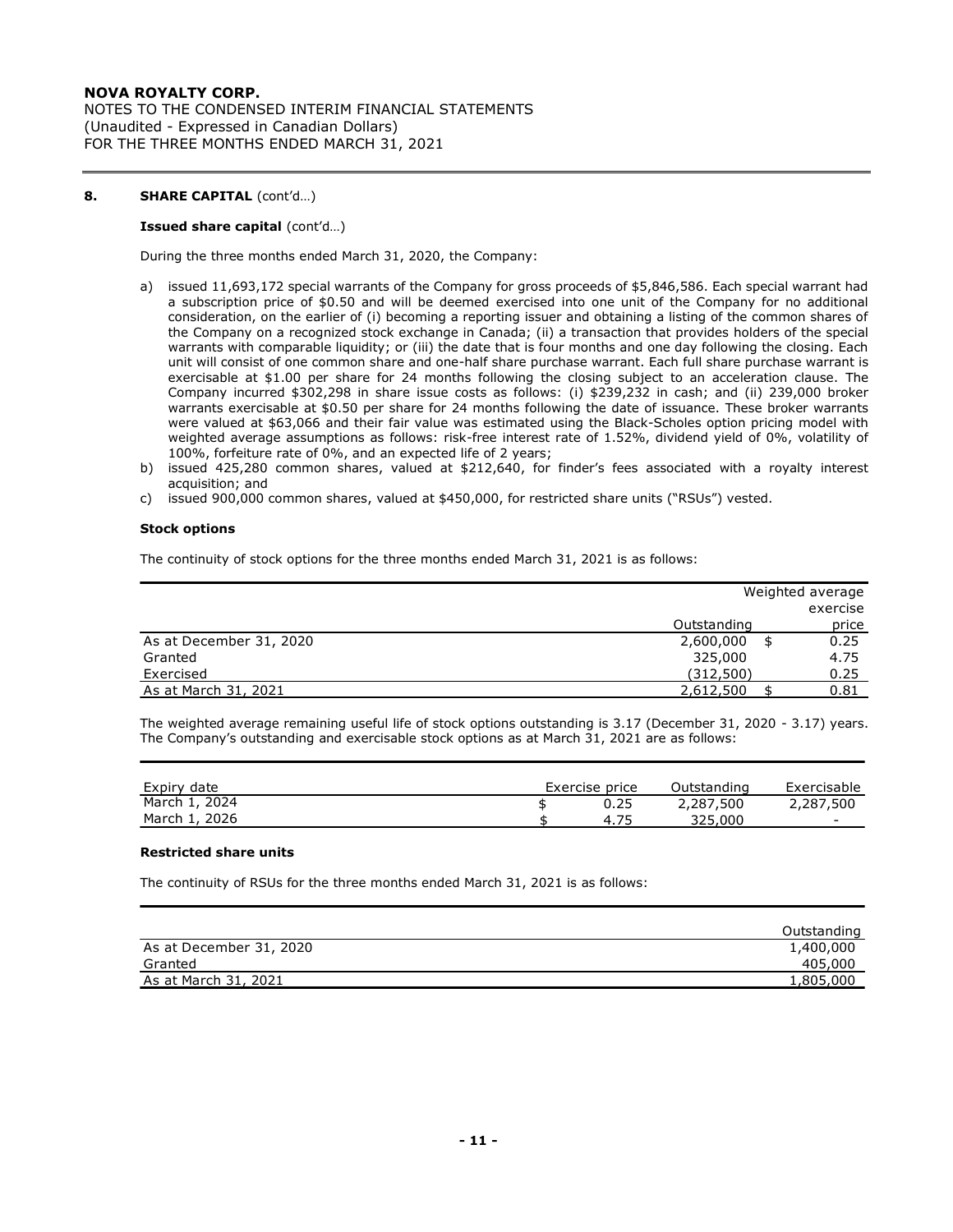## 8. SHARE CAPITAL (cont'd…)

### Issued share capital (cont'd…)

During the three months ended March 31, 2020, the Company:

a) issued 11,693,172 special warrants of the Company for gross proceeds of $5,846,586. Each special warrant had a subscription price of $0.50 and will be deemed exercised into one unit of the Company for no additional consideration, on the earlier of (i) becoming a reporting issuer and obtaining a listing of the common shares of the Company on a recognized stock exchange in Canada; (ii) a transaction that provides holders of the special warrants with comparable liquidity; or (iii) the date that is four months and one day following the closing. Each unit will consist of one common share and one-half share purchase warrant. Each full share purchase warrant is exercisable at $1.00 per share for 24 months following the closing subject to an acceleration clause. The Company incurred $302,298 in share issue costs as follows: (i) $239,232 in cash; and (ii) 239,000 broker warrants exercisable at $0.50 per share for 24 months following the date of issuance. These broker warrants were valued at $63,066 and their fair value was estimated using the Black-Scholes option pricing model with weighted average assumptions as follows: risk-free interest rate of 1.52%, dividend yield of 0%, volatility of 100%, forfeiture rate of 0%, and an expected life of 2 years;
b) issued 425,280 common shares, valued at $212,640, for finder's fees associated with a royalty interest acquisition; and
c) issued 900,000 common shares, valued at $450,000, for restricted share units ("RSUs") vested.

### Stock options

The continuity of stock options for the three months ended March 31, 2021 is as follows:

| | Outstanding | Weighted average exercise price |
|---|---|---|
| As at December 31, 2020 | 2,600,000 | $ 0.25 |
| Granted | 325,000 | 4.75 |
| Exercised | (312,500) | 0.25 |
| As at March 31, 2021 | 2,612,500 | $ 0.81 |

The weighted average remaining useful life of stock options outstanding is 3.17 (December 31, 2020 - 3.17) years. The Company's outstanding and exercisable stock options as at March 31, 2021 are as follows:

| Expiry date | Exercise price | Outstanding | Exercisable |
|---|---|---|---|
| March 1, 2024 | $ 0.25 | 2,287,500 | 2,287,500 |
| March 1, 2026 | $ 4.75 | 325,000 | - |

### Restricted share units

The continuity of RSUs for the three months ended March 31, 2021 is as follows:

| | Outstanding |
|---|---|
| As at December 31, 2020 | 1,400,000 |
| Granted | 405,000 |
| As at March 31, 2021 | 1,805,000 |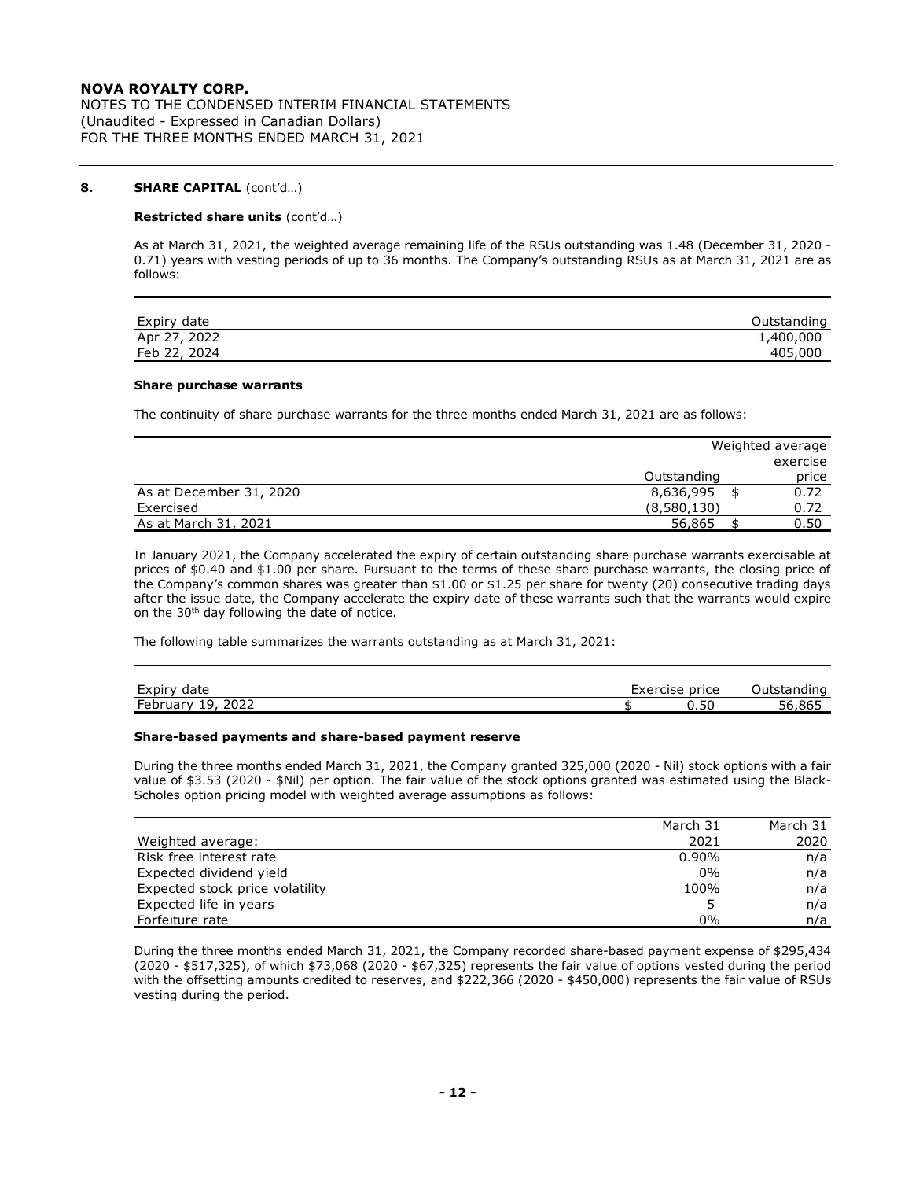**NOVA ROYALTY CORP.**
NOTES TO THE CONDENSED INTERIM FINANCIAL STATEMENTS
(Unaudited - Expressed in Canadian Dollars)
FOR THE THREE MONTHS ENDED MARCH 31, 2021

**8. SHARE CAPITAL** (cont'd…)

**Restricted share units** (cont'd…)

As at March 31, 2021, the weighted average remaining life of the RSUs outstanding was 1.48 (December 31, 2020 - 0.71) years with vesting periods of up to 36 months. The Company's outstanding RSUs as at March 31, 2021 are as follows:

| Expiry date | Outstanding |
|---|---|
| Apr 27, 2022 | 1,400,000 |
| Feb 22, 2024 | 405,000 |

**Share purchase warrants**

The continuity of share purchase warrants for the three months ended March 31, 2021 are as follows:

| | Outstanding | Weighted average exercise price |
|---|---|---|
| As at December 31, 2020 | 8,636,995 | $ 0.72 |
| Exercised | (8,580,130) | 0.72 |
| As at March 31, 2021 | 56,865 | $ 0.50 |

In January 2021, the Company accelerated the expiry of certain outstanding share purchase warrants exercisable at prices of $0.40 and $1.00 per share. Pursuant to the terms of these share purchase warrants, the closing price of the Company's common shares was greater than $1.00 or $1.25 per share for twenty (20) consecutive trading days after the issue date, the Company accelerate the expiry date of these warrants such that the warrants would expire on the 30th day following the date of notice.

The following table summarizes the warrants outstanding as at March 31, 2021:

| Expiry date | Exercise price | Outstanding |
|---|---|---|
| February 19, 2022 | $ 0.50 | 56,865 |

**Share-based payments and share-based payment reserve**

During the three months ended March 31, 2021, the Company granted 325,000 (2020 - Nil) stock options with a fair value of $3.53 (2020 - $Nil) per option. The fair value of the stock options granted was estimated using the Black-Scholes option pricing model with weighted average assumptions as follows:

| Weighted average: | March 31 2021 | March 31 2020 |
|---|---|---|
| Risk free interest rate | 0.90% | n/a |
| Expected dividend yield | 0% | n/a |
| Expected stock price volatility | 100% | n/a |
| Expected life in years | 5 | n/a |
| Forfeiture rate | 0% | n/a |

During the three months ended March 31, 2021, the Company recorded share-based payment expense of $295,434 (2020 - $517,325), of which $73,068 (2020 - $67,325) represents the fair value of options vested during the period with the offsetting amounts credited to reserves, and $222,366 (2020 - $450,000) represents the fair value of RSUs vesting during the period.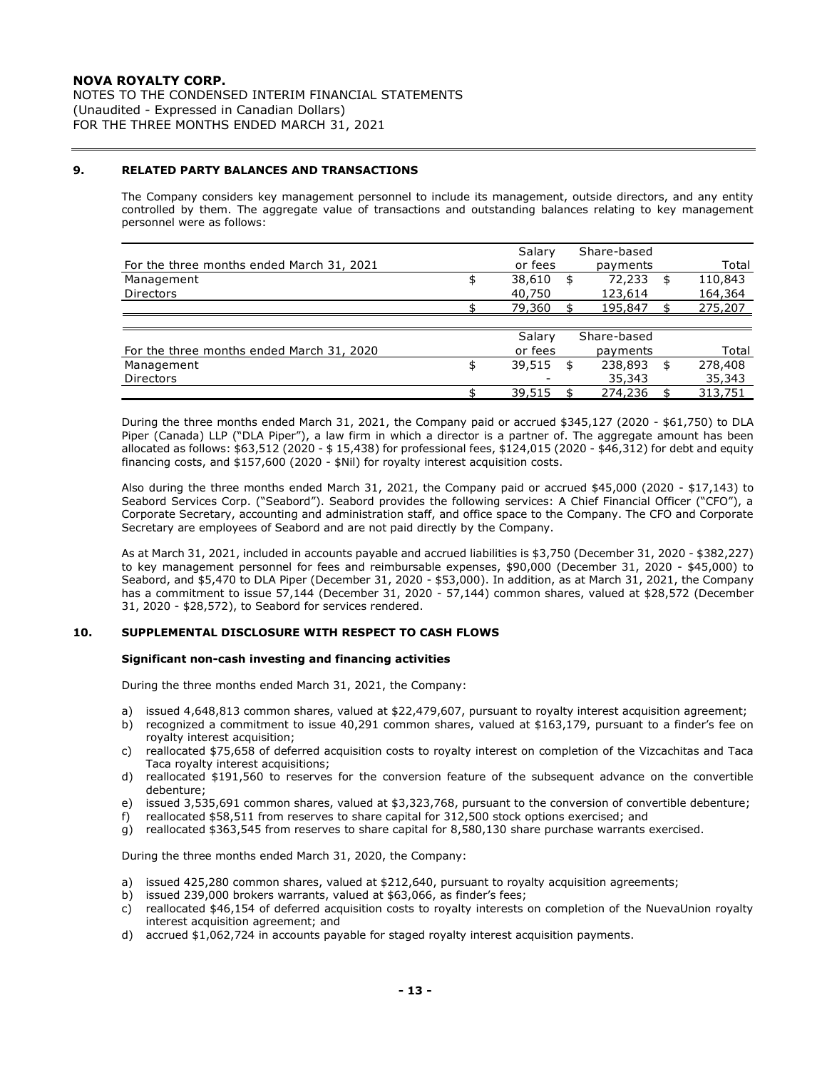**NOVA ROYALTY CORP.**
NOTES TO THE CONDENSED INTERIM FINANCIAL STATEMENTS
(Unaudited - Expressed in Canadian Dollars)
FOR THE THREE MONTHS ENDED MARCH 31, 2021

## 9. RELATED PARTY BALANCES AND TRANSACTIONS

The Company considers key management personnel to include its management, outside directors, and any entity controlled by them. The aggregate value of transactions and outstanding balances relating to key management personnel were as follows:

| For the three months ended March 31, 2021 | Salary or fees | Share-based payments | Total |
|---|---|---|---|
| Management | $ 38,610 | $ 72,233 | $ 110,843 |
| Directors | 40,750 | 123,614 | 164,364 |
| | $ 79,360 | $ 195,847 | $ 275,207 |

| For the three months ended March 31, 2020 | Salary or fees | Share-based payments | Total |
|---|---|---|---|
| Management | $ 39,515 | $ 238,893 | $ 278,408 |
| Directors | - | 35,343 | 35,343 |
| | $ 39,515 | $ 274,236 | $ 313,751 |

During the three months ended March 31, 2021, the Company paid or accrued $345,127 (2020 - $61,750) to DLA Piper (Canada) LLP ("DLA Piper"), a law firm in which a director is a partner of. The aggregate amount has been allocated as follows: $63,512 (2020 - $ 15,438) for professional fees, $124,015 (2020 - $46,312) for debt and equity financing costs, and $157,600 (2020 - $Nil) for royalty interest acquisition costs.

Also during the three months ended March 31, 2021, the Company paid or accrued $45,000 (2020 - $17,143) to Seabord Services Corp. ("Seabord"). Seabord provides the following services: A Chief Financial Officer ("CFO"), a Corporate Secretary, accounting and administration staff, and office space to the Company. The CFO and Corporate Secretary are employees of Seabord and are not paid directly by the Company.

As at March 31, 2021, included in accounts payable and accrued liabilities is $3,750 (December 31, 2020 - $382,227) to key management personnel for fees and reimbursable expenses, $90,000 (December 31, 2020 - $45,000) to Seabord, and $5,470 to DLA Piper (December 31, 2020 - $53,000). In addition, as at March 31, 2021, the Company has a commitment to issue 57,144 (December 31, 2020 - 57,144) common shares, valued at $28,572 (December 31, 2020 - $28,572), to Seabord for services rendered.

## 10. SUPPLEMENTAL DISCLOSURE WITH RESPECT TO CASH FLOWS

**Significant non-cash investing and financing activities**

During the three months ended March 31, 2021, the Company:

a) issued 4,648,813 common shares, valued at $22,479,607, pursuant to royalty interest acquisition agreement;
b) recognized a commitment to issue 40,291 common shares, valued at $163,179, pursuant to a finder's fee on royalty interest acquisition;
c) reallocated $75,658 of deferred acquisition costs to royalty interest on completion of the Vizcachitas and Taca Taca royalty interest acquisitions;
d) reallocated $191,560 to reserves for the conversion feature of the subsequent advance on the convertible debenture;
e) issued 3,535,691 common shares, valued at $3,323,768, pursuant to the conversion of convertible debenture;
f) reallocated $58,511 from reserves to share capital for 312,500 stock options exercised; and
g) reallocated $363,545 from reserves to share capital for 8,580,130 share purchase warrants exercised.

During the three months ended March 31, 2020, the Company:

a) issued 425,280 common shares, valued at $212,640, pursuant to royalty acquisition agreements;
b) issued 239,000 brokers warrants, valued at $63,066, as finder's fees;
c) reallocated $46,154 of deferred acquisition costs to royalty interests on completion of the NuevaUnion royalty interest acquisition agreement; and
d) accrued $1,062,724 in accounts payable for staged royalty interest acquisition payments.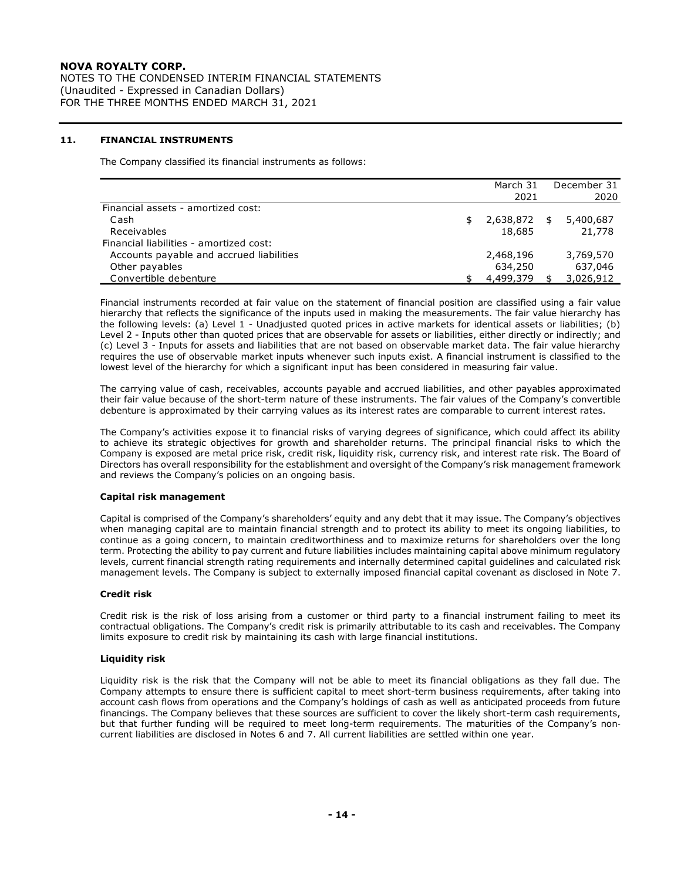## 11. FINANCIAL INSTRUMENTS

The Company classified its financial instruments as follows:

| | March 31 2021 | December 31 2020 |
|---|---|---|
| Financial assets - amortized cost: | | |
| Cash | $ 2,638,872 | $ 5,400,687 |
| Receivables | 18,685 | 21,778 |
| Financial liabilities - amortized cost: | | |
| Accounts payable and accrued liabilities | 2,468,196 | 3,769,570 |
| Other payables | 634,250 | 637,046 |
| Convertible debenture | $ 4,499,379 | $ 3,026,912 |

Financial instruments recorded at fair value on the statement of financial position are classified using a fair value hierarchy that reflects the significance of the inputs used in making the measurements. The fair value hierarchy has the following levels: (a) Level 1 - Unadjusted quoted prices in active markets for identical assets or liabilities; (b) Level 2 - Inputs other than quoted prices that are observable for assets or liabilities, either directly or indirectly; and (c) Level 3 - Inputs for assets and liabilities that are not based on observable market data. The fair value hierarchy requires the use of observable market inputs whenever such inputs exist. A financial instrument is classified to the lowest level of the hierarchy for which a significant input has been considered in measuring fair value.

The carrying value of cash, receivables, accounts payable and accrued liabilities, and other payables approximated their fair value because of the short-term nature of these instruments. The fair values of the Company's convertible debenture is approximated by their carrying values as its interest rates are comparable to current interest rates.

The Company's activities expose it to financial risks of varying degrees of significance, which could affect its ability to achieve its strategic objectives for growth and shareholder returns. The principal financial risks to which the Company is exposed are metal price risk, credit risk, liquidity risk, currency risk, and interest rate risk. The Board of Directors has overall responsibility for the establishment and oversight of the Company's risk management framework and reviews the Company's policies on an ongoing basis.

**Capital risk management**

Capital is comprised of the Company's shareholders' equity and any debt that it may issue. The Company's objectives when managing capital are to maintain financial strength and to protect its ability to meet its ongoing liabilities, to continue as a going concern, to maintain creditworthiness and to maximize returns for shareholders over the long term. Protecting the ability to pay current and future liabilities includes maintaining capital above minimum regulatory levels, current financial strength rating requirements and internally determined capital guidelines and calculated risk management levels. The Company is subject to externally imposed financial capital covenant as disclosed in Note 7.

**Credit risk**

Credit risk is the risk of loss arising from a customer or third party to a financial instrument failing to meet its contractual obligations. The Company's credit risk is primarily attributable to its cash and receivables. The Company limits exposure to credit risk by maintaining its cash with large financial institutions.

**Liquidity risk**

Liquidity risk is the risk that the Company will not be able to meet its financial obligations as they fall due. The Company attempts to ensure there is sufficient capital to meet short-term business requirements, after taking into account cash flows from operations and the Company's holdings of cash as well as anticipated proceeds from future financings. The Company believes that these sources are sufficient to cover the likely short-term cash requirements, but that further funding will be required to meet long-term requirements. The maturities of the Company's non-current liabilities are disclosed in Notes 6 and 7. All current liabilities are settled within one year.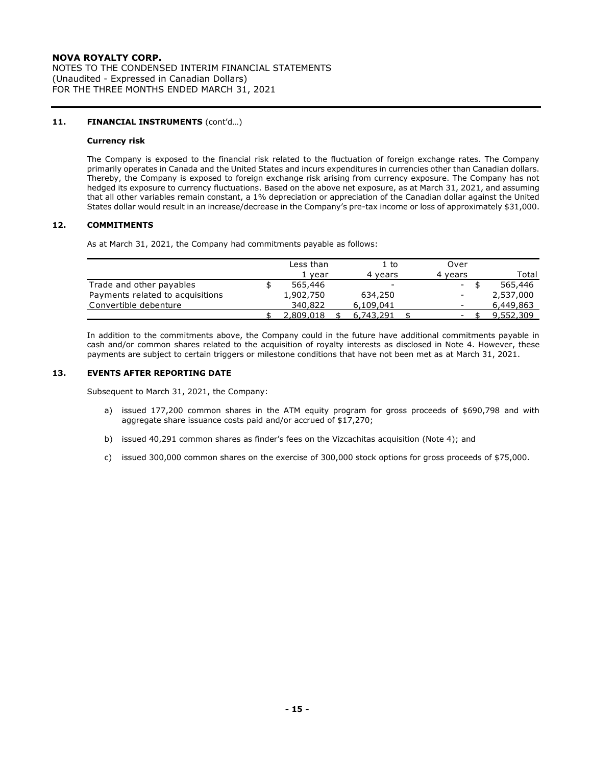**NOVA ROYALTY CORP.**
NOTES TO THE CONDENSED INTERIM FINANCIAL STATEMENTS
(Unaudited - Expressed in Canadian Dollars)
FOR THE THREE MONTHS ENDED MARCH 31, 2021

## 11. FINANCIAL INSTRUMENTS (cont'd…)

**Currency risk**

The Company is exposed to the financial risk related to the fluctuation of foreign exchange rates. The Company primarily operates in Canada and the United States and incurs expenditures in currencies other than Canadian dollars. Thereby, the Company is exposed to foreign exchange risk arising from currency exposure. The Company has not hedged its exposure to currency fluctuations. Based on the above net exposure, as at March 31, 2021, and assuming that all other variables remain constant, a 1% depreciation or appreciation of the Canadian dollar against the United States dollar would result in an increase/decrease in the Company's pre-tax income or loss of approximately $31,000.

## 12. COMMITMENTS

As at March 31, 2021, the Company had commitments payable as follows:

| | Less than 1 year | 1 to 4 years | Over 4 years | Total |
|---|---|---|---|---|
| Trade and other payables | $ 565,446 | - | - | $ 565,446 |
| Payments related to acquisitions | 1,902,750 | 634,250 | - | 2,537,000 |
| Convertible debenture | 340,822 | 6,109,041 | - | 6,449,863 |
| | $ 2,809,018 | $ 6,743,291 | $ - | $ 9,552,309 |

In addition to the commitments above, the Company could in the future have additional commitments payable in cash and/or common shares related to the acquisition of royalty interests as disclosed in Note 4. However, these payments are subject to certain triggers or milestone conditions that have not been met as at March 31, 2021.

## 13. EVENTS AFTER REPORTING DATE

Subsequent to March 31, 2021, the Company:

a) issued 177,200 common shares in the ATM equity program for gross proceeds of $690,798 and with aggregate share issuance costs paid and/or accrued of $17,270;

b) issued 40,291 common shares as finder's fees on the Vizcachitas acquisition (Note 4); and

c) issued 300,000 common shares on the exercise of 300,000 stock options for gross proceeds of $75,000.